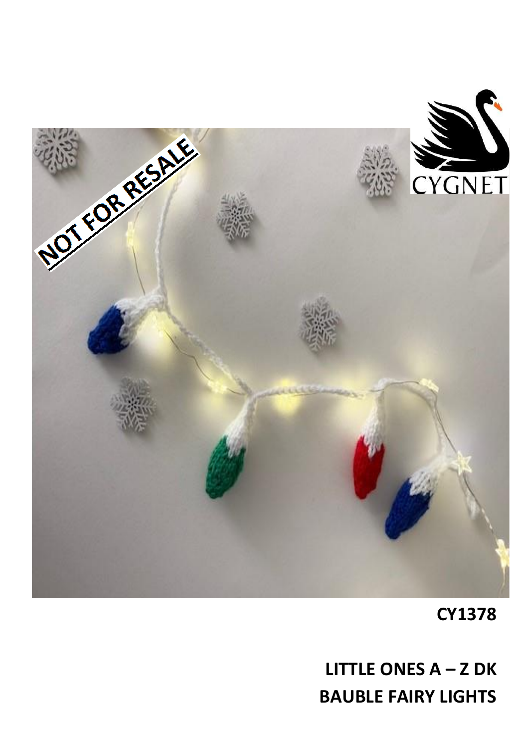CY1378

**LITTLE ONES A – Z DK**
**BAUBLE FAIRY LIGHTS**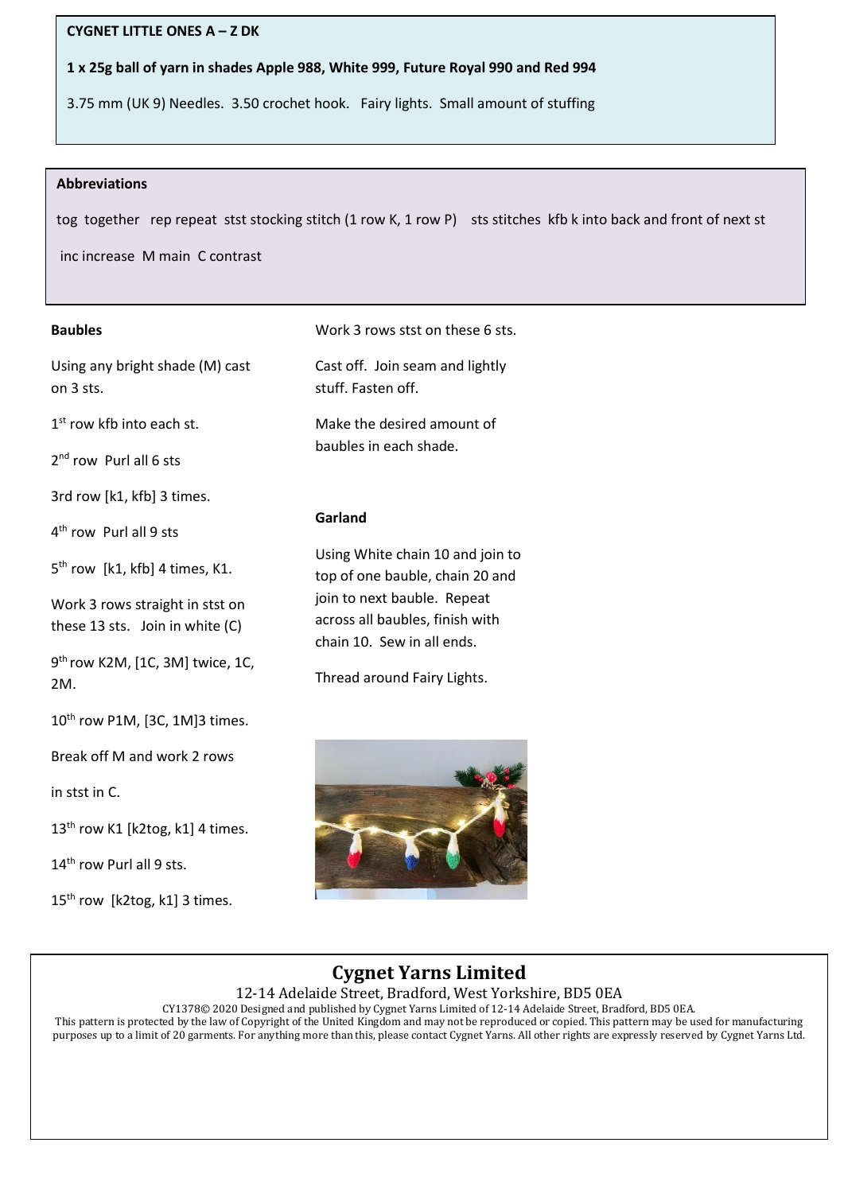**CYGNET LITTLE ONES A – Z DK**

**1 x 25g ball of yarn in shades Apple 988, White 999, Future Royal 990 and Red 994**

3.75 mm (UK 9) Needles. 3.50 crochet hook. Fairy lights. Small amount of stuffing

**Abbreviations**

tog together rep repeat stst stocking stitch (1 row K, 1 row P) sts stitches kfb k into back and front of next st

inc increase M main C contrast

**Baubles**

Using any bright shade (M) cast on 3 sts.

1st row kfb into each st.

2nd row Purl all 6 sts

3rd row [k1, kfb] 3 times.

4th row Purl all 9 sts

5th row [k1, kfb] 4 times, K1.

Work 3 rows straight in stst on these 13 sts. Join in white (C)

9th row K2M, [1C, 3M] twice, 1C, 2M.

10th row P1M, [3C, 1M]3 times.

Break off M and work 2 rows in stst in C.

13th row K1 [k2tog, k1] 4 times.

14th row Purl all 9 sts.

15th row [k2tog, k1] 3 times.

Work 3 rows stst on these 6 sts.

Cast off. Join seam and lightly stuff. Fasten off.

Make the desired amount of baubles in each shade.

**Garland**

Using White chain 10 and join to top of one bauble, chain 20 and join to next bauble. Repeat across all baubles, finish with chain 10. Sew in all ends.

Thread around Fairy Lights.

## Cygnet Yarns Limited

12-14 Adelaide Street, Bradford, West Yorkshire, BD5 0EA

CY1378© 2020 Designed and published by Cygnet Yarns Limited of 12-14 Adelaide Street, Bradford, BD5 0EA.
This pattern is protected by the law of Copyright of the United Kingdom and may not be reproduced or copied. This pattern may be used for manufacturing purposes up to a limit of 20 garments. For anything more than this, please contact Cygnet Yarns. All other rights are expressly reserved by Cygnet Yarns Ltd.